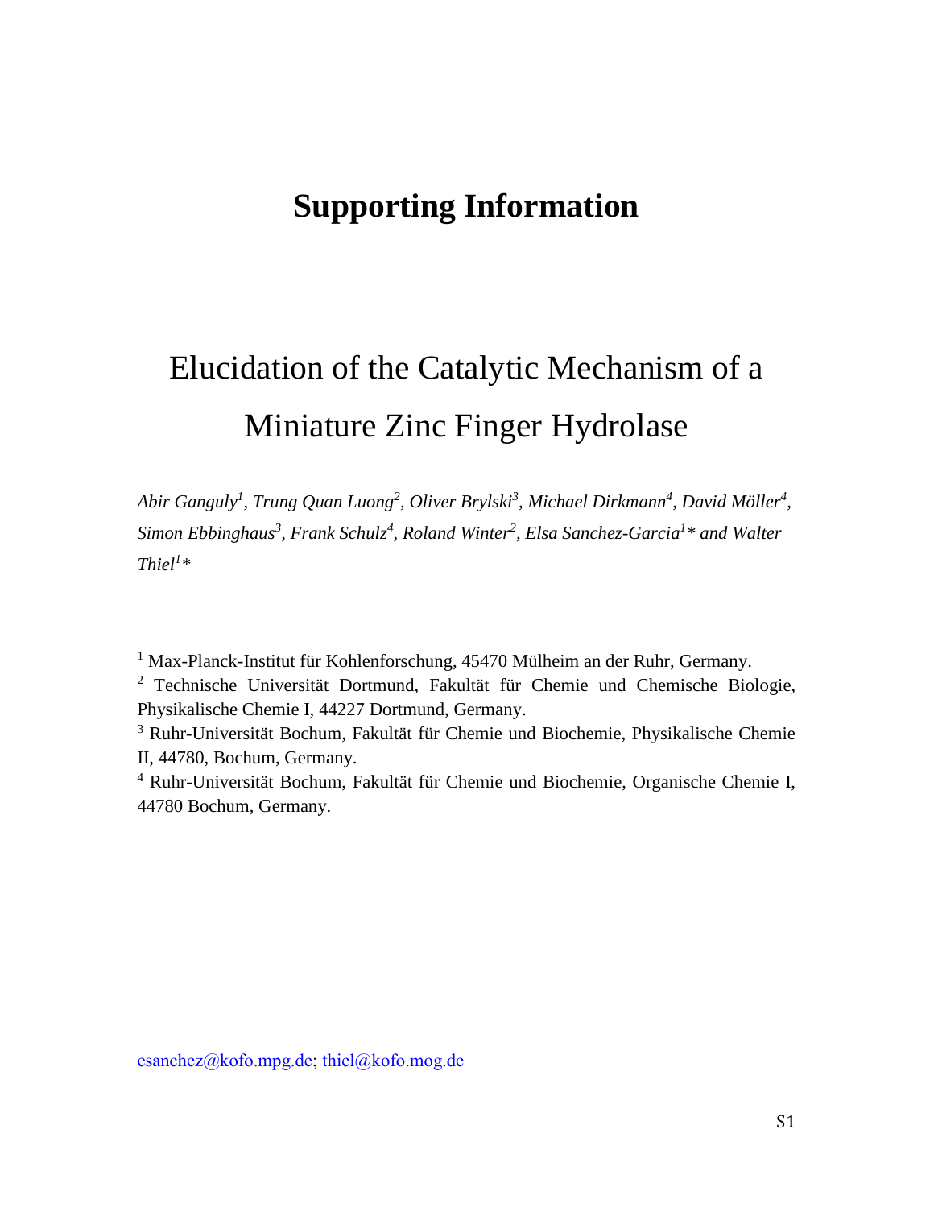# Supporting Information

## Elucidation of the Catalytic Mechanism of a Miniature Zinc Finger Hydrolase

*Abir Ganguly[1], Trung Quan Luong[2], Oliver Brylski[3], Michael Dirkmann[4], David Möller[4], Simon Ebbinghaus[3], Frank Schulz[4], Roland Winter[2], Elsa Sanchez-Garcia[1]\* and Walter Thiel[1]\**

[1] Max-Planck-Institut für Kohlenforschung, 45470 Mülheim an der Ruhr, Germany.

[2] Technische Universität Dortmund, Fakultät für Chemie und Chemische Biologie, Physikalische Chemie I, 44227 Dortmund, Germany.

[3] Ruhr-Universität Bochum, Fakultät für Chemie und Biochemie, Physikalische Chemie II, 44780, Bochum, Germany.

[4] Ruhr-Universität Bochum, Fakultät für Chemie und Biochemie, Organische Chemie I, 44780 Bochum, Germany.

esanchez@kofo.mpg.de; thiel@kofo.mog.de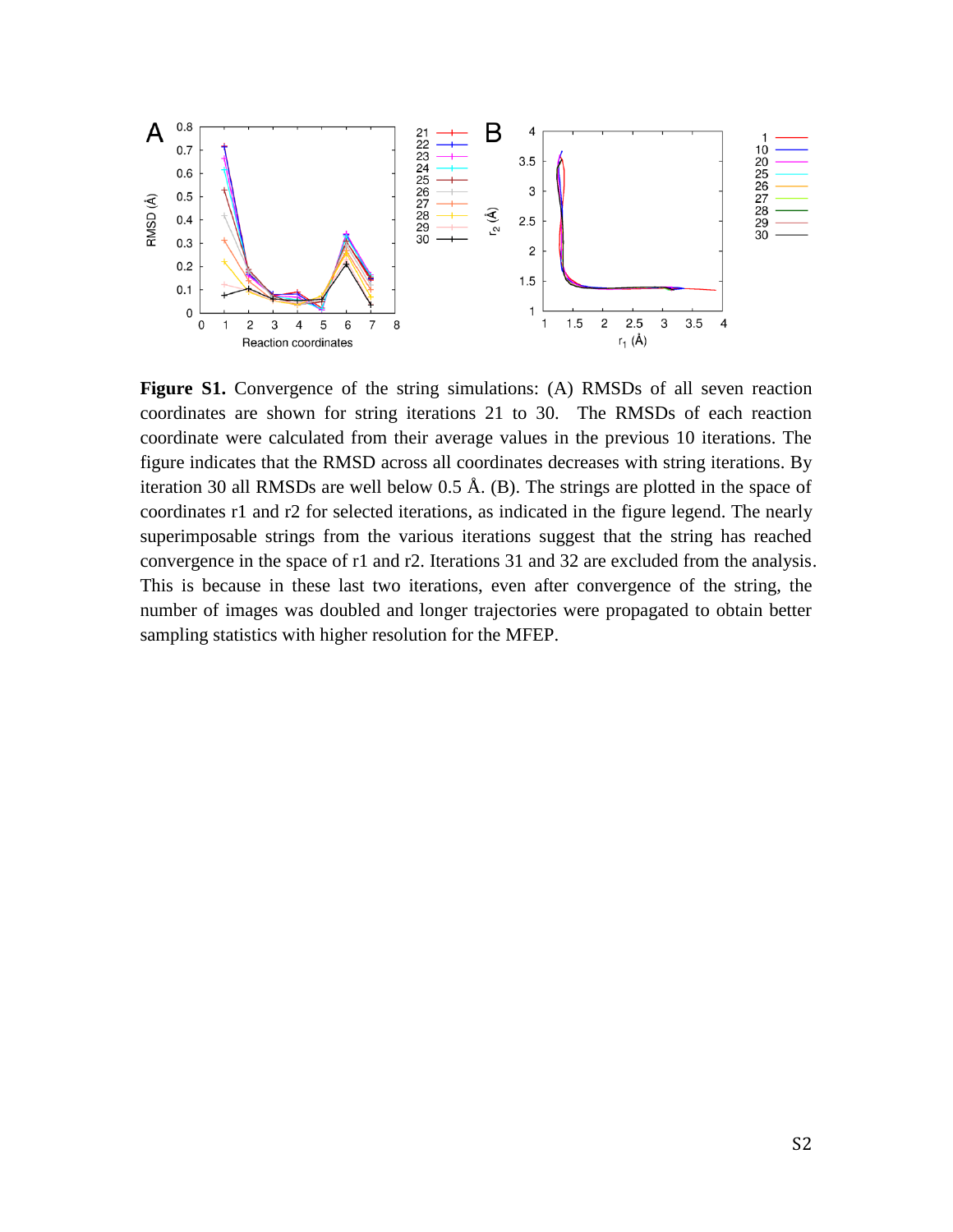**Figure S1.** Convergence of the string simulations: (A) RMSDs of all seven reaction coordinates are shown for string iterations 21 to 30. The RMSDs of each reaction coordinate were calculated from their average values in the previous 10 iterations. The figure indicates that the RMSD across all coordinates decreases with string iterations. By iteration 30 all RMSDs are well below 0.5 Å. (B). The strings are plotted in the space of coordinates r1 and r2 for selected iterations, as indicated in the figure legend. The nearly superimposable strings from the various iterations suggest that the string has reached convergence in the space of r1 and r2. Iterations 31 and 32 are excluded from the analysis. This is because in these last two iterations, even after convergence of the string, the number of images was doubled and longer trajectories were propagated to obtain better sampling statistics with higher resolution for the MFEP.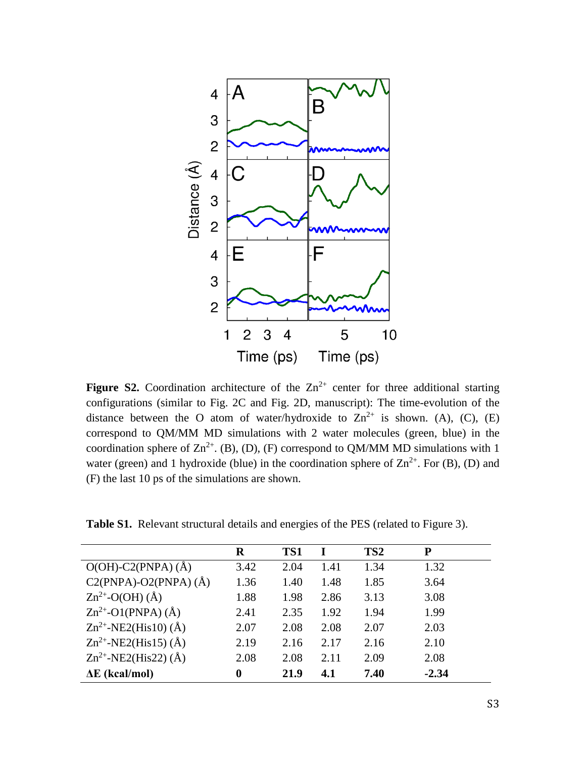**Figure S2.** Coordination architecture of the $Zn^{2+}$ center for three additional starting configurations (similar to Fig. 2C and Fig. 2D, manuscript): The time-evolution of the distance between the O atom of water/hydroxide to $Zn^{2+}$ is shown. (A), (C), (E) correspond to QM/MM MD simulations with 2 water molecules (green, blue) in the coordination sphere of $Zn^{2+}$. (B), (D), (F) correspond to QM/MM MD simulations with 1 water (green) and 1 hydroxide (blue) in the coordination sphere of $Zn^{2+}$. For (B), (D) and (F) the last 10 ps of the simulations are shown.

**Table S1.** Relevant structural details and energies of the PES (related to Figure 3).

| | **R** | **TS1** | **I** | **TS2** | **P** |
|---|---|---|---|---|---|
| O(OH)-C2(PNPA) (Å) | 3.42 | 2.04 | 1.41 | 1.34 | 1.32 |
| C2(PNPA)-O2(PNPA) (Å) | 1.36 | 1.40 | 1.48 | 1.85 | 3.64 |
| $Zn^{2+}$-O(OH) (Å) | 1.88 | 1.98 | 2.86 | 3.13 | 3.08 |
| $Zn^{2+}$-O1(PNPA) (Å) | 2.41 | 2.35 | 1.92 | 1.94 | 1.99 |
| $Zn^{2+}$-NE2(His10) (Å) | 2.07 | 2.08 | 2.08 | 2.07 | 2.03 |
| $Zn^{2+}$-NE2(His15) (Å) | 2.19 | 2.16 | 2.17 | 2.16 | 2.10 |
| $Zn^{2+}$-NE2(His22) (Å) | 2.08 | 2.08 | 2.11 | 2.09 | 2.08 |
| **ΔE (kcal/mol)** | **0** | **21.9** | **4.1** | **7.40** | **-2.34** |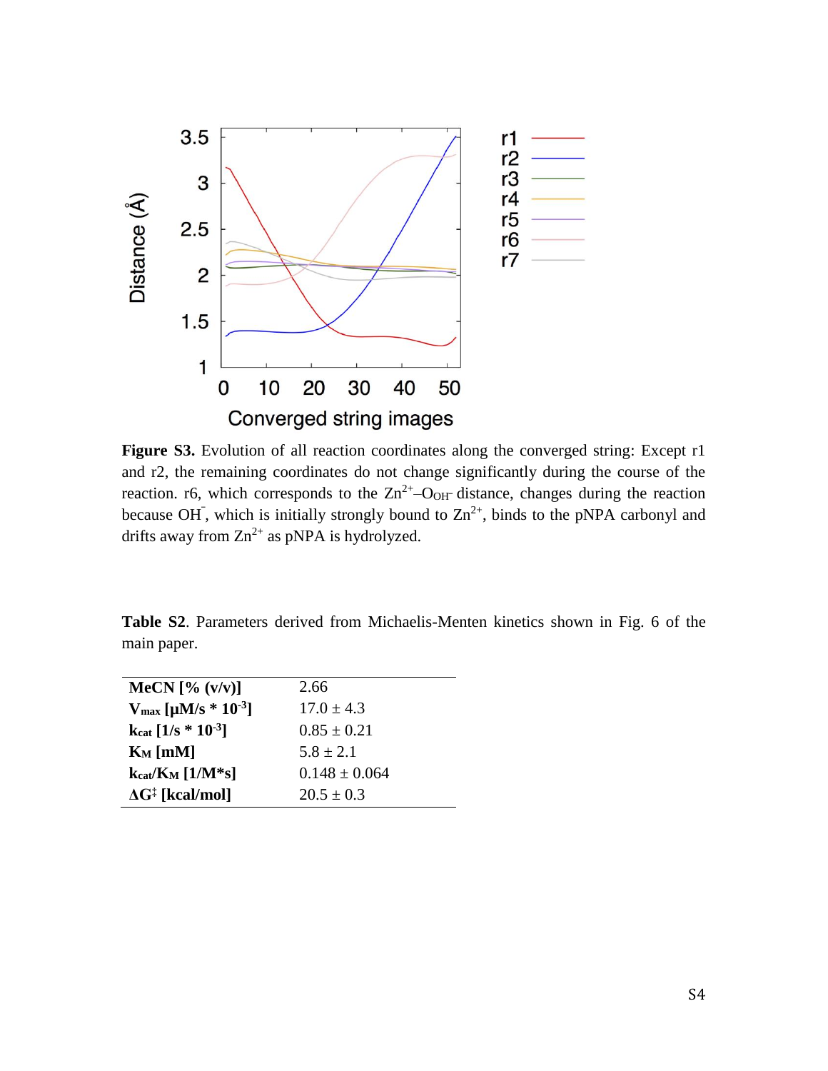**Figure S3.** Evolution of all reaction coordinates along the converged string: Except r1 and r2, the remaining coordinates do not change significantly during the course of the reaction. r6, which corresponds to the $Zn^{2+}$–$O_{OH^-}$ distance, changes during the reaction because $OH^-$, which is initially strongly bound to $Zn^{2+}$, binds to the pNPA carbonyl and drifts away from $Zn^{2+}$ as pNPA is hydrolyzed.

**Table S2**. Parameters derived from Michaelis-Menten kinetics shown in Fig. 6 of the main paper.

| | |
|---|---|
| **MeCN [% (v/v)]** | 2.66 |
| **$V_{max}$ [μM/s * $10^{-3}$]** | 17.0 ± 4.3 |
| **$k_{cat}$ [1/s * $10^{-3}$]** | 0.85 ± 0.21 |
| **$K_M$ [mM]** | 5.8 ± 2.1 |
| **$k_{cat}/K_M$ [1/M*s]** | 0.148 ± 0.064 |
| **$\Delta G^{\ddagger}$ [kcal/mol]** | 20.5 ± 0.3 |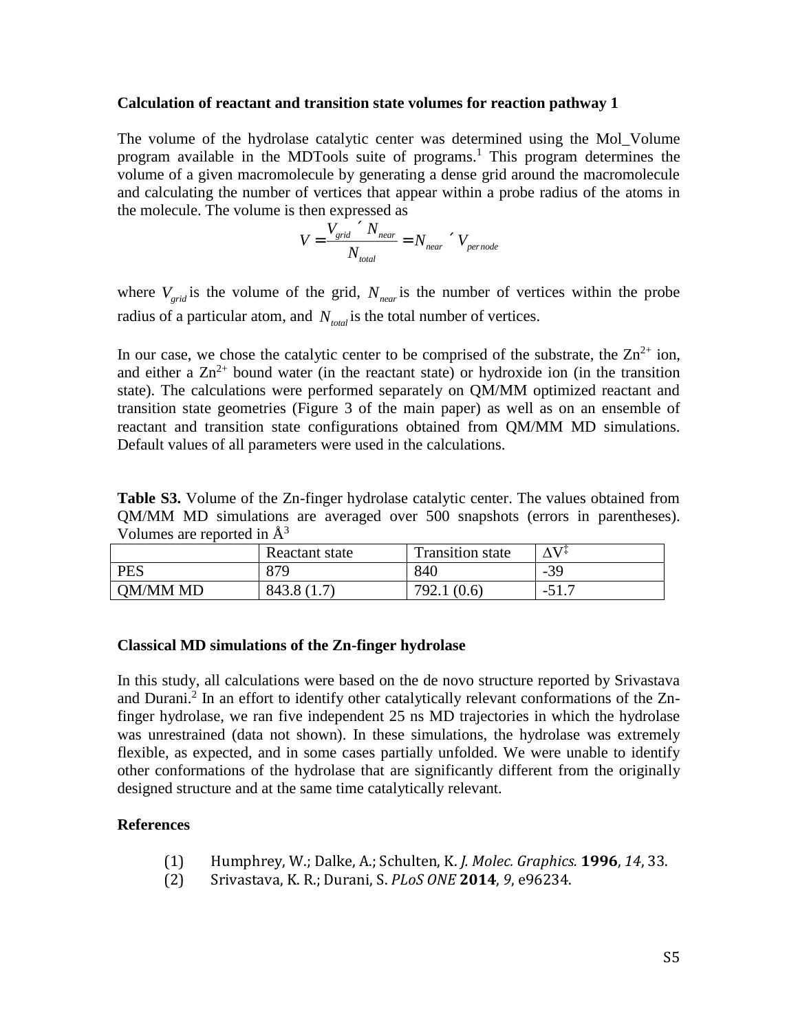**Calculation of reactant and transition state volumes for reaction pathway 1**

The volume of the hydrolase catalytic center was determined using the Mol_Volume program available in the MDTools suite of programs.[1] This program determines the volume of a given macromolecule by generating a dense grid around the macromolecule and calculating the number of vertices that appear within a probe radius of the atoms in the molecule. The volume is then expressed as

$$V = \frac{V_{grid} \times N_{near}}{N_{total}} = N_{near} \times V_{per\,node}$$

where $V_{grid}$ is the volume of the grid, $N_{near}$ is the number of vertices within the probe radius of a particular atom, and $N_{total}$ is the total number of vertices.

In our case, we chose the catalytic center to be comprised of the substrate, the $Zn^{2+}$ ion, and either a $Zn^{2+}$ bound water (in the reactant state) or hydroxide ion (in the transition state). The calculations were performed separately on QM/MM optimized reactant and transition state geometries (Figure 3 of the main paper) as well as on an ensemble of reactant and transition state configurations obtained from QM/MM MD simulations. Default values of all parameters were used in the calculations.

**Table S3.** Volume of the Zn-finger hydrolase catalytic center. The values obtained from QM/MM MD simulations are averaged over 500 snapshots (errors in parentheses). Volumes are reported in Å$^3$

| | Reactant state | Transition state | $\Delta V^{\ddagger}$ |
|---|---|---|---|
| PES | 879 | 840 | -39 |
| QM/MM MD | 843.8 (1.7) | 792.1 (0.6) | -51.7 |

**Classical MD simulations of the Zn-finger hydrolase**

In this study, all calculations were based on the de novo structure reported by Srivastava and Durani.[2] In an effort to identify other catalytically relevant conformations of the Zn-finger hydrolase, we ran five independent 25 ns MD trajectories in which the hydrolase was unrestrained (data not shown). In these simulations, the hydrolase was extremely flexible, as expected, and in some cases partially unfolded. We were unable to identify other conformations of the hydrolase that are significantly different from the originally designed structure and at the same time catalytically relevant.

**References**

(1) Humphrey, W.; Dalke, A.; Schulten, K. *J. Molec. Graphics.* **1996**, *14*, 33.

(2) Srivastava, K. R.; Durani, S. *PLoS ONE* **2014**, *9*, e96234.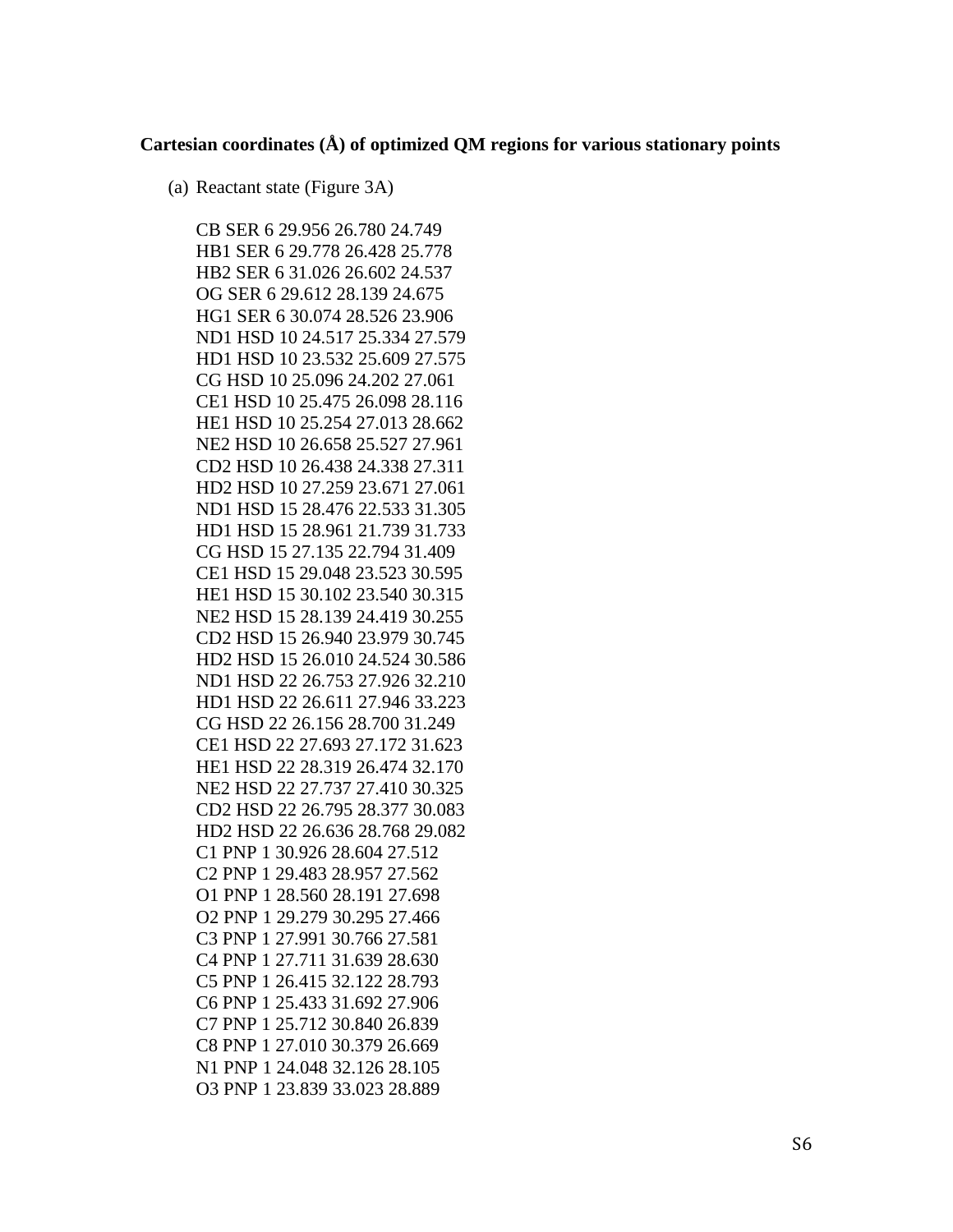**Cartesian coordinates (Å) of optimized QM regions for various stationary points**

(a) Reactant state (Figure 3A)

```
CB SER 6 29.956 26.780 24.749
HB1 SER 6 29.778 26.428 25.778
HB2 SER 6 31.026 26.602 24.537
OG SER 6 29.612 28.139 24.675
HG1 SER 6 30.074 28.526 23.906
ND1 HSD 10 24.517 25.334 27.579
HD1 HSD 10 23.532 25.609 27.575
CG HSD 10 25.096 24.202 27.061
CE1 HSD 10 25.475 26.098 28.116
HE1 HSD 10 25.254 27.013 28.662
NE2 HSD 10 26.658 25.527 27.961
CD2 HSD 10 26.438 24.338 27.311
HD2 HSD 10 27.259 23.671 27.061
ND1 HSD 15 28.476 22.533 31.305
HD1 HSD 15 28.961 21.739 31.733
CG HSD 15 27.135 22.794 31.409
CE1 HSD 15 29.048 23.523 30.595
HE1 HSD 15 30.102 23.540 30.315
NE2 HSD 15 28.139 24.419 30.255
CD2 HSD 15 26.940 23.979 30.745
HD2 HSD 15 26.010 24.524 30.586
ND1 HSD 22 26.753 27.926 32.210
HD1 HSD 22 26.611 27.946 33.223
CG HSD 22 26.156 28.700 31.249
CE1 HSD 22 27.693 27.172 31.623
HE1 HSD 22 28.319 26.474 32.170
NE2 HSD 22 27.737 27.410 30.325
CD2 HSD 22 26.795 28.377 30.083
HD2 HSD 22 26.636 28.768 29.082
C1 PNP 1 30.926 28.604 27.512
C2 PNP 1 29.483 28.957 27.562
O1 PNP 1 28.560 28.191 27.698
O2 PNP 1 29.279 30.295 27.466
C3 PNP 1 27.991 30.766 27.581
C4 PNP 1 27.711 31.639 28.630
C5 PNP 1 26.415 32.122 28.793
C6 PNP 1 25.433 31.692 27.906
C7 PNP 1 25.712 30.840 26.839
C8 PNP 1 27.010 30.379 26.669
N1 PNP 1 24.048 32.126 28.105
O3 PNP 1 23.839 33.023 28.889
```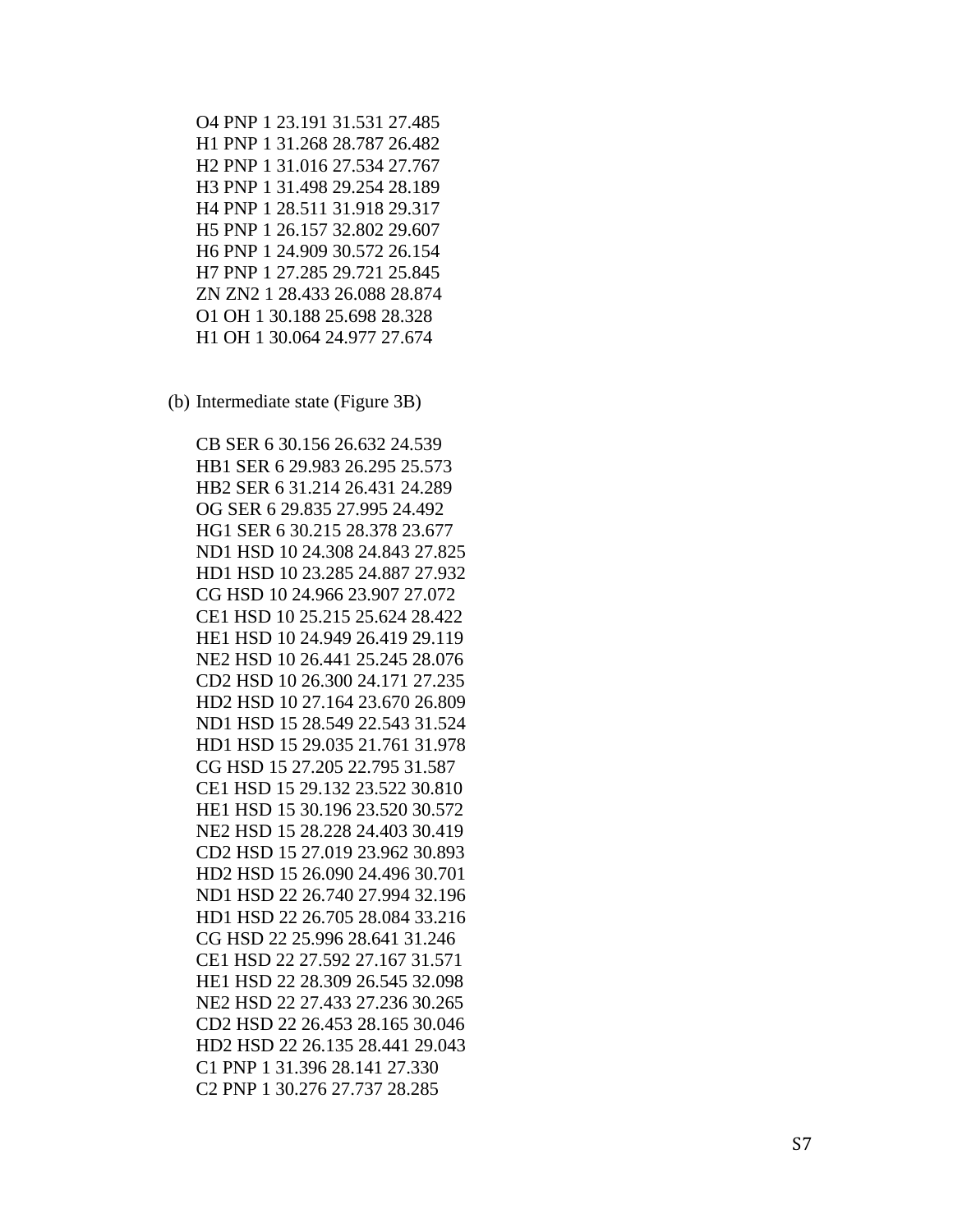```
O4 PNP 1 23.191 31.531 27.485
H1 PNP 1 31.268 28.787 26.482
H2 PNP 1 31.016 27.534 27.767
H3 PNP 1 31.498 29.254 28.189
H4 PNP 1 28.511 31.918 29.317
H5 PNP 1 26.157 32.802 29.607
H6 PNP 1 24.909 30.572 26.154
H7 PNP 1 27.285 29.721 25.845
ZN ZN2 1 28.433 26.088 28.874
O1 OH 1 30.188 25.698 28.328
H1 OH 1 30.064 24.977 27.674
```

(b) Intermediate state (Figure 3B)

```
CB SER 6 30.156 26.632 24.539
HB1 SER 6 29.983 26.295 25.573
HB2 SER 6 31.214 26.431 24.289
OG SER 6 29.835 27.995 24.492
HG1 SER 6 30.215 28.378 23.677
ND1 HSD 10 24.308 24.843 27.825
HD1 HSD 10 23.285 24.887 27.932
CG HSD 10 24.966 23.907 27.072
CE1 HSD 10 25.215 25.624 28.422
HE1 HSD 10 24.949 26.419 29.119
NE2 HSD 10 26.441 25.245 28.076
CD2 HSD 10 26.300 24.171 27.235
HD2 HSD 10 27.164 23.670 26.809
ND1 HSD 15 28.549 22.543 31.524
HD1 HSD 15 29.035 21.761 31.978
CG HSD 15 27.205 22.795 31.587
CE1 HSD 15 29.132 23.522 30.810
HE1 HSD 15 30.196 23.520 30.572
NE2 HSD 15 28.228 24.403 30.419
CD2 HSD 15 27.019 23.962 30.893
HD2 HSD 15 26.090 24.496 30.701
ND1 HSD 22 26.740 27.994 32.196
HD1 HSD 22 26.705 28.084 33.216
CG HSD 22 25.996 28.641 31.246
CE1 HSD 22 27.592 27.167 31.571
HE1 HSD 22 28.309 26.545 32.098
NE2 HSD 22 27.433 27.236 30.265
CD2 HSD 22 26.453 28.165 30.046
HD2 HSD 22 26.135 28.441 29.043
C1 PNP 1 31.396 28.141 27.330
C2 PNP 1 30.276 27.737 28.285
```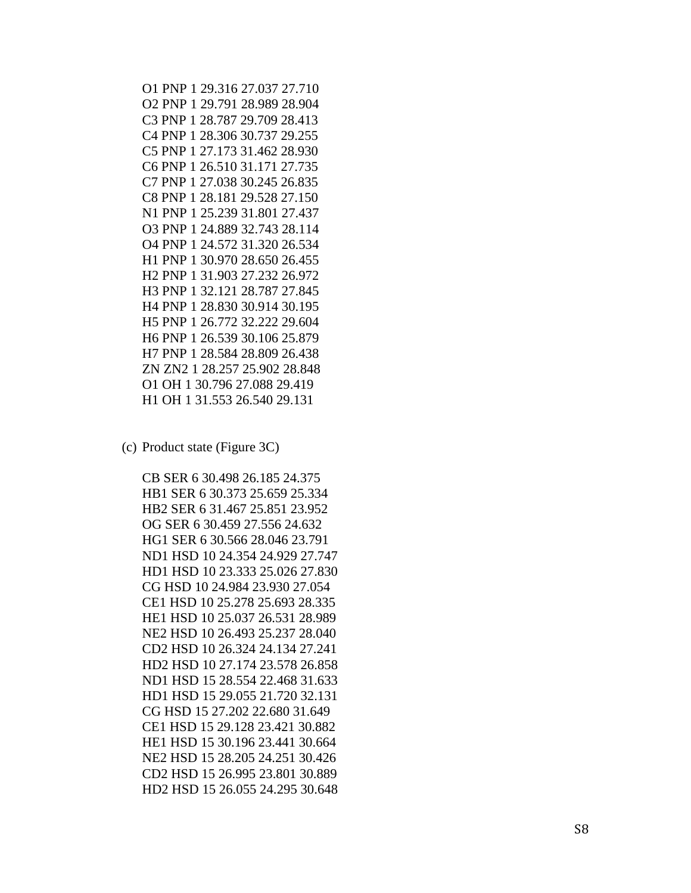O1 PNP 1 29.316 27.037 27.710
O2 PNP 1 29.791 28.989 28.904
C3 PNP 1 28.787 29.709 28.413
C4 PNP 1 28.306 30.737 29.255
C5 PNP 1 27.173 31.462 28.930
C6 PNP 1 26.510 31.171 27.735
C7 PNP 1 27.038 30.245 26.835
C8 PNP 1 28.181 29.528 27.150
N1 PNP 1 25.239 31.801 27.437
O3 PNP 1 24.889 32.743 28.114
O4 PNP 1 24.572 31.320 26.534
H1 PNP 1 30.970 28.650 26.455
H2 PNP 1 31.903 27.232 26.972
H3 PNP 1 32.121 28.787 27.845
H4 PNP 1 28.830 30.914 30.195
H5 PNP 1 26.772 32.222 29.604
H6 PNP 1 26.539 30.106 25.879
H7 PNP 1 28.584 28.809 26.438
ZN ZN2 1 28.257 25.902 28.848
O1 OH 1 30.796 27.088 29.419
H1 OH 1 31.553 26.540 29.131

(c) Product state (Figure 3C)

CB SER 6 30.498 26.185 24.375
HB1 SER 6 30.373 25.659 25.334
HB2 SER 6 31.467 25.851 23.952
OG SER 6 30.459 27.556 24.632
HG1 SER 6 30.566 28.046 23.791
ND1 HSD 10 24.354 24.929 27.747
HD1 HSD 10 23.333 25.026 27.830
CG HSD 10 24.984 23.930 27.054
CE1 HSD 10 25.278 25.693 28.335
HE1 HSD 10 25.037 26.531 28.989
NE2 HSD 10 26.493 25.237 28.040
CD2 HSD 10 26.324 24.134 27.241
HD2 HSD 10 27.174 23.578 26.858
ND1 HSD 15 28.554 22.468 31.633
HD1 HSD 15 29.055 21.720 32.131
CG HSD 15 27.202 22.680 31.649
CE1 HSD 15 29.128 23.421 30.882
HE1 HSD 15 30.196 23.441 30.664
NE2 HSD 15 28.205 24.251 30.426
CD2 HSD 15 26.995 23.801 30.889
HD2 HSD 15 26.055 24.295 30.648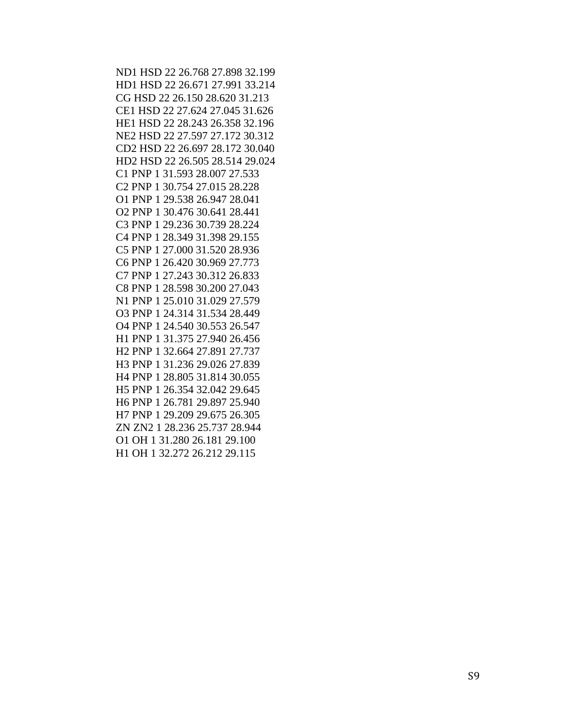ND1 HSD 22 26.768 27.898 32.199
HD1 HSD 22 26.671 27.991 33.214
CG HSD 22 26.150 28.620 31.213
CE1 HSD 22 27.624 27.045 31.626
HE1 HSD 22 28.243 26.358 32.196
NE2 HSD 22 27.597 27.172 30.312
CD2 HSD 22 26.697 28.172 30.040
HD2 HSD 22 26.505 28.514 29.024
C1 PNP 1 31.593 28.007 27.533
C2 PNP 1 30.754 27.015 28.228
O1 PNP 1 29.538 26.947 28.041
O2 PNP 1 30.476 30.641 28.441
C3 PNP 1 29.236 30.739 28.224
C4 PNP 1 28.349 31.398 29.155
C5 PNP 1 27.000 31.520 28.936
C6 PNP 1 26.420 30.969 27.773
C7 PNP 1 27.243 30.312 26.833
C8 PNP 1 28.598 30.200 27.043
N1 PNP 1 25.010 31.029 27.579
O3 PNP 1 24.314 31.534 28.449
O4 PNP 1 24.540 30.553 26.547
H1 PNP 1 31.375 27.940 26.456
H2 PNP 1 32.664 27.891 27.737
H3 PNP 1 31.236 29.026 27.839
H4 PNP 1 28.805 31.814 30.055
H5 PNP 1 26.354 32.042 29.645
H6 PNP 1 26.781 29.897 25.940
H7 PNP 1 29.209 29.675 26.305
ZN ZN2 1 28.236 25.737 28.944
O1 OH 1 31.280 26.181 29.100
H1 OH 1 32.272 26.212 29.115